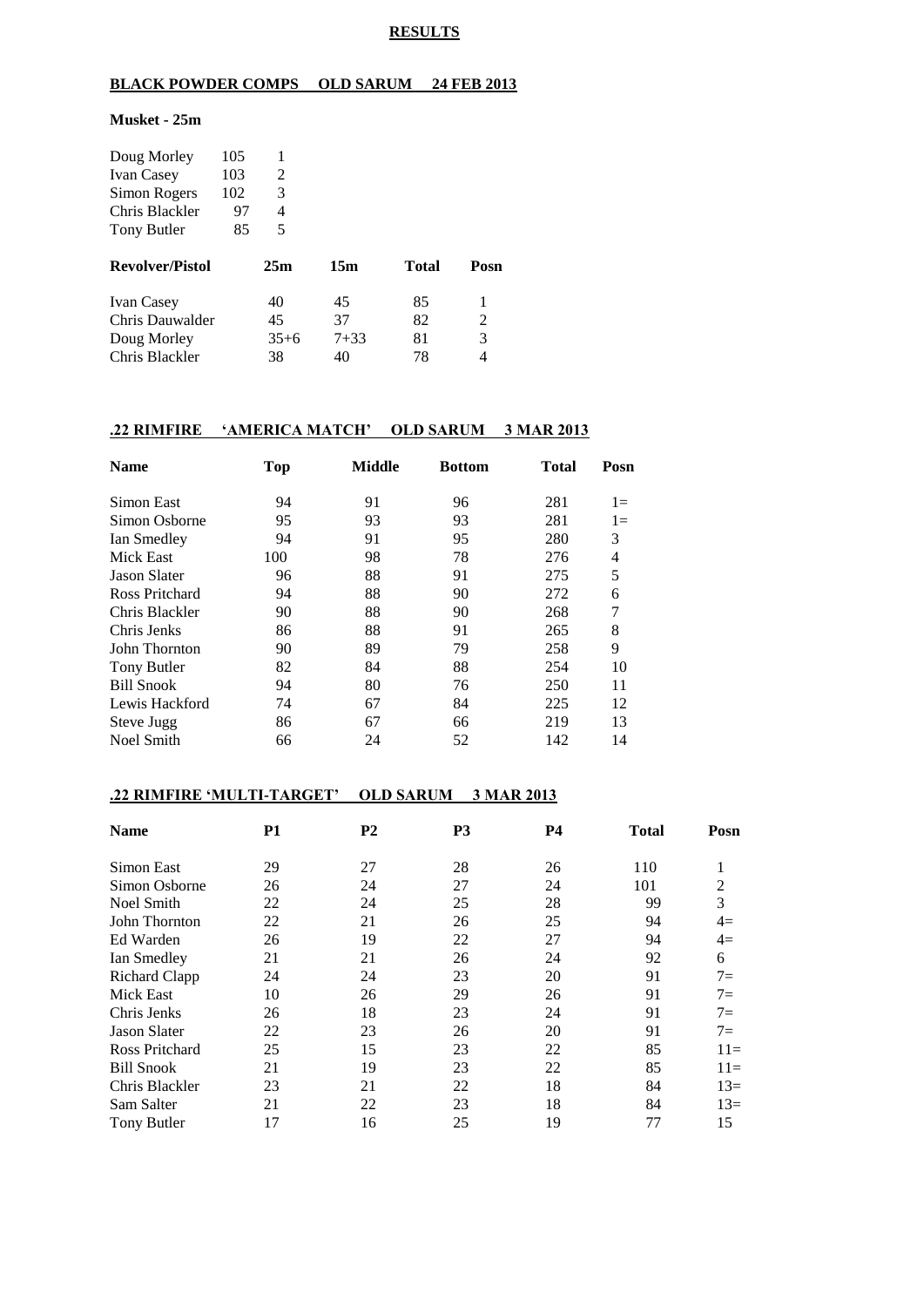# RESULTS

## BLACK POWDER COMPS     OLD SARUM     24 FEB 2013

### Musket - 25m

| | | |
|---|---|---|
| Doug Morley | 105 | 1 |
| Ivan Casey | 103 | 2 |
| Simon Rogers | 102 | 3 |
| Chris Blackler | 97 | 4 |
| Tony Butler | 85 | 5 |

| Revolver/Pistol | 25m | 15m | Total | Posn |
|---|---|---|---|---|
| Ivan Casey | 40 | 45 | 85 | 1 |
| Chris Dauwalder | 45 | 37 | 82 | 2 |
| Doug Morley | 35+6 | 7+33 | 81 | 3 |
| Chris Blackler | 38 | 40 | 78 | 4 |

## .22 RIMFIRE     'AMERICA MATCH'     OLD SARUM     3 MAR 2013

| Name | Top | Middle | Bottom | Total | Posn |
|---|---|---|---|---|---|
| Simon East | 94 | 91 | 96 | 281 | 1= |
| Simon Osborne | 95 | 93 | 93 | 281 | 1= |
| Ian Smedley | 94 | 91 | 95 | 280 | 3 |
| Mick East | 100 | 98 | 78 | 276 | 4 |
| Jason Slater | 96 | 88 | 91 | 275 | 5 |
| Ross Pritchard | 94 | 88 | 90 | 272 | 6 |
| Chris Blackler | 90 | 88 | 90 | 268 | 7 |
| Chris Jenks | 86 | 88 | 91 | 265 | 8 |
| John Thornton | 90 | 89 | 79 | 258 | 9 |
| Tony Butler | 82 | 84 | 88 | 254 | 10 |
| Bill Snook | 94 | 80 | 76 | 250 | 11 |
| Lewis Hackford | 74 | 67 | 84 | 225 | 12 |
| Steve Jugg | 86 | 67 | 66 | 219 | 13 |
| Noel Smith | 66 | 24 | 52 | 142 | 14 |

## .22 RIMFIRE 'MULTI-TARGET'     OLD SARUM     3 MAR 2013

| Name | P1 | P2 | P3 | P4 | Total | Posn |
|---|---|---|---|---|---|---|
| Simon East | 29 | 27 | 28 | 26 | 110 | 1 |
| Simon Osborne | 26 | 24 | 27 | 24 | 101 | 2 |
| Noel Smith | 22 | 24 | 25 | 28 | 99 | 3 |
| John Thornton | 22 | 21 | 26 | 25 | 94 | 4= |
| Ed Warden | 26 | 19 | 22 | 27 | 94 | 4= |
| Ian Smedley | 21 | 21 | 26 | 24 | 92 | 6 |
| Richard Clapp | 24 | 24 | 23 | 20 | 91 | 7= |
| Mick East | 10 | 26 | 29 | 26 | 91 | 7= |
| Chris Jenks | 26 | 18 | 23 | 24 | 91 | 7= |
| Jason Slater | 22 | 23 | 26 | 20 | 91 | 7= |
| Ross Pritchard | 25 | 15 | 23 | 22 | 85 | 11= |
| Bill Snook | 21 | 19 | 23 | 22 | 85 | 11= |
| Chris Blackler | 23 | 21 | 22 | 18 | 84 | 13= |
| Sam Salter | 21 | 22 | 23 | 18 | 84 | 13= |
| Tony Butler | 17 | 16 | 25 | 19 | 77 | 15 |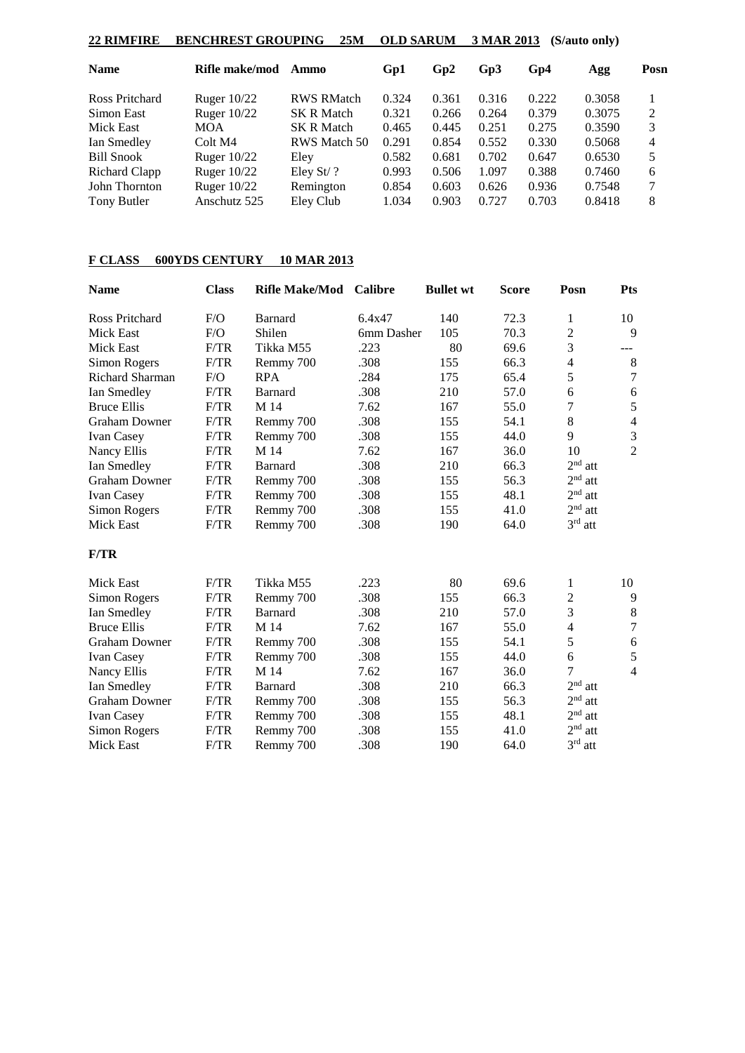**22 RIMFIRE BENCHREST GROUPING 25M OLD SARUM 3 MAR 2013 (S/auto only)**

| Name | Rifle make/mod | Ammo | Gp1 | Gp2 | Gp3 | Gp4 | Agg | Posn |
|---|---|---|---|---|---|---|---|---|
| Ross Pritchard | Ruger 10/22 | RWS RMatch | 0.324 | 0.361 | 0.316 | 0.222 | 0.3058 | 1 |
| Simon East | Ruger 10/22 | SK R Match | 0.321 | 0.266 | 0.264 | 0.379 | 0.3075 | 2 |
| Mick East | MOA | SK R Match | 0.465 | 0.445 | 0.251 | 0.275 | 0.3590 | 3 |
| Ian Smedley | Colt M4 | RWS Match 50 | 0.291 | 0.854 | 0.552 | 0.330 | 0.5068 | 4 |
| Bill Snook | Ruger 10/22 | Eley | 0.582 | 0.681 | 0.702 | 0.647 | 0.6530 | 5 |
| Richard Clapp | Ruger 10/22 | Eley St/ ? | 0.993 | 0.506 | 1.097 | 0.388 | 0.7460 | 6 |
| John Thornton | Ruger 10/22 | Remington | 0.854 | 0.603 | 0.626 | 0.936 | 0.7548 | 7 |
| Tony Butler | Anschutz 525 | Eley Club | 1.034 | 0.903 | 0.727 | 0.703 | 0.8418 | 8 |

**F CLASS 600YDS CENTURY 10 MAR 2013**

| Name | Class | Rifle Make/Mod | Calibre | Bullet wt | Score | Posn | Pts |
|---|---|---|---|---|---|---|---|
| Ross Pritchard | F/O | Barnard | 6.4x47 | 140 | 72.3 | 1 | 10 |
| Mick East | F/O | Shilen | 6mm Dasher | 105 | 70.3 | 2 | 9 |
| Mick East | F/TR | Tikka M55 | .223 | 80 | 69.6 | 3 | --- |
| Simon Rogers | F/TR | Remmy 700 | .308 | 155 | 66.3 | 4 | 8 |
| Richard Sharman | F/O | RPA | .284 | 175 | 65.4 | 5 | 7 |
| Ian Smedley | F/TR | Barnard | .308 | 210 | 57.0 | 6 | 6 |
| Bruce Ellis | F/TR | M 14 | 7.62 | 167 | 55.0 | 7 | 5 |
| Graham Downer | F/TR | Remmy 700 | .308 | 155 | 54.1 | 8 | 4 |
| Ivan Casey | F/TR | Remmy 700 | .308 | 155 | 44.0 | 9 | 3 |
| Nancy Ellis | F/TR | M 14 | 7.62 | 167 | 36.0 | 10 | 2 |
| Ian Smedley | F/TR | Barnard | .308 | 210 | 66.3 | 2nd att | |
| Graham Downer | F/TR | Remmy 700 | .308 | 155 | 56.3 | 2nd att | |
| Ivan Casey | F/TR | Remmy 700 | .308 | 155 | 48.1 | 2nd att | |
| Simon Rogers | F/TR | Remmy 700 | .308 | 155 | 41.0 | 2nd att | |
| Mick East | F/TR | Remmy 700 | .308 | 190 | 64.0 | 3rd att | |

**F/TR**

| Name | Class | Rifle Make/Mod | Calibre | Bullet wt | Score | Posn | Pts |
|---|---|---|---|---|---|---|---|
| Mick East | F/TR | Tikka M55 | .223 | 80 | 69.6 | 1 | 10 |
| Simon Rogers | F/TR | Remmy 700 | .308 | 155 | 66.3 | 2 | 9 |
| Ian Smedley | F/TR | Barnard | .308 | 210 | 57.0 | 3 | 8 |
| Bruce Ellis | F/TR | M 14 | 7.62 | 167 | 55.0 | 4 | 7 |
| Graham Downer | F/TR | Remmy 700 | .308 | 155 | 54.1 | 5 | 6 |
| Ivan Casey | F/TR | Remmy 700 | .308 | 155 | 44.0 | 6 | 5 |
| Nancy Ellis | F/TR | M 14 | 7.62 | 167 | 36.0 | 7 | 4 |
| Ian Smedley | F/TR | Barnard | .308 | 210 | 66.3 | 2nd att | |
| Graham Downer | F/TR | Remmy 700 | .308 | 155 | 56.3 | 2nd att | |
| Ivan Casey | F/TR | Remmy 700 | .308 | 155 | 48.1 | 2nd att | |
| Simon Rogers | F/TR | Remmy 700 | .308 | 155 | 41.0 | 2nd att | |
| Mick East | F/TR | Remmy 700 | .308 | 190 | 64.0 | 3rd att | |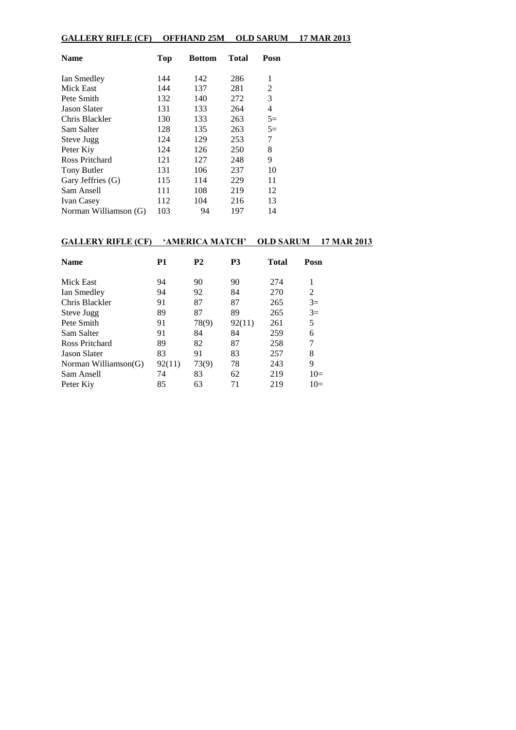**GALLERY RIFLE (CF) OFFHAND 25M OLD SARUM 17 MAR 2013**

| Name | Top | Bottom | Total | Posn |
|---|---|---|---|---|
| Ian Smedley | 144 | 142 | 286 | 1 |
| Mick East | 144 | 137 | 281 | 2 |
| Pete Smith | 132 | 140 | 272 | 3 |
| Jason Slater | 131 | 133 | 264 | 4 |
| Chris Blackler | 130 | 133 | 263 | 5= |
| Sam Salter | 128 | 135 | 263 | 5= |
| Steve Jugg | 124 | 129 | 253 | 7 |
| Peter Kiy | 124 | 126 | 250 | 8 |
| Ross Pritchard | 121 | 127 | 248 | 9 |
| Tony Butler | 131 | 106 | 237 | 10 |
| Gary Jeffries (G) | 115 | 114 | 229 | 11 |
| Sam Ansell | 111 | 108 | 219 | 12 |
| Ivan Casey | 112 | 104 | 216 | 13 |
| Norman Williamson (G) | 103 | 94 | 197 | 14 |

**GALLERY RIFLE (CF) 'AMERICA MATCH' OLD SARUM 17 MAR 2013**

| Name | P1 | P2 | P3 | Total | Posn |
|---|---|---|---|---|---|
| Mick East | 94 | 90 | 90 | 274 | 1 |
| Ian Smedley | 94 | 92 | 84 | 270 | 2 |
| Chris Blackler | 91 | 87 | 87 | 265 | 3= |
| Steve Jugg | 89 | 87 | 89 | 265 | 3= |
| Pete Smith | 91 | 78(9) | 92(11) | 261 | 5 |
| Sam Salter | 91 | 84 | 84 | 259 | 6 |
| Ross Pritchard | 89 | 82 | 87 | 258 | 7 |
| Jason Slater | 83 | 91 | 83 | 257 | 8 |
| Norman Williamson(G) | 92(11) | 73(9) | 78 | 243 | 9 |
| Sam Ansell | 74 | 83 | 62 | 219 | 10= |
| Peter Kiy | 85 | 63 | 71 | 219 | 10= |